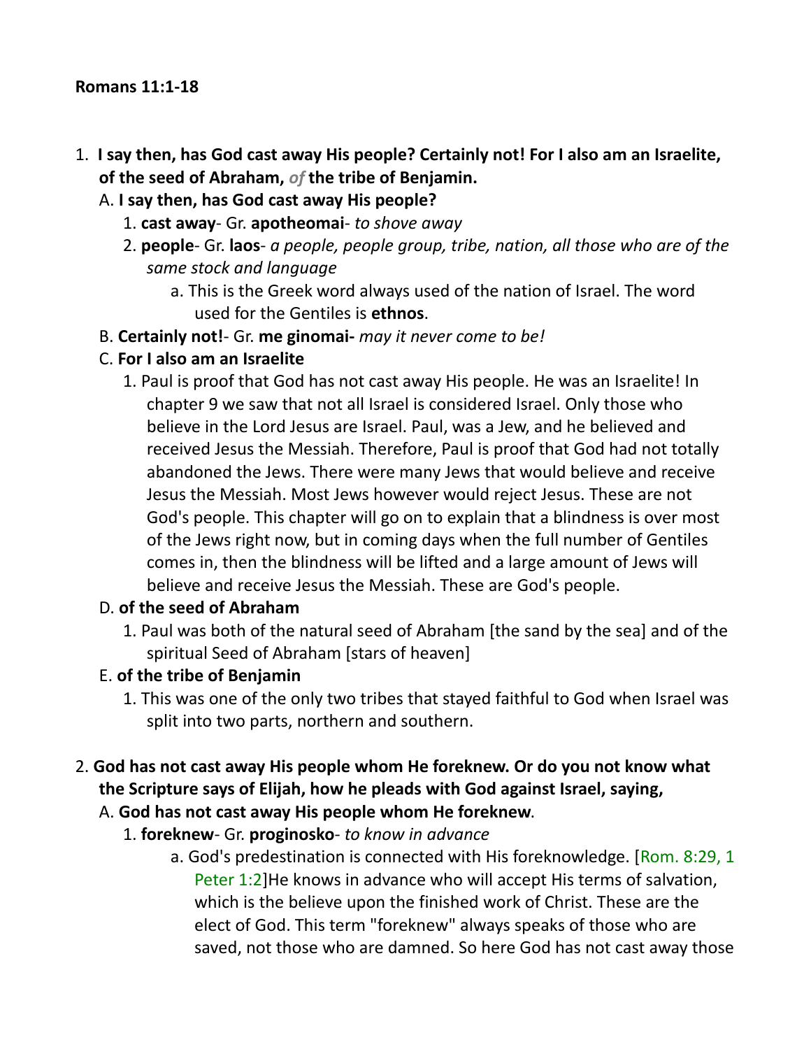**Romans 11:1-18**

1. **I say then, has God cast away His people? Certainly not! For I also am an Israelite, of the seed of Abraham,** ***of*** **the tribe of Benjamin.**
   - A. **I say then, has God cast away His people?**
     1. **cast away**- Gr. **apotheomai**- *to shove away*
     2. **people**- Gr. **laos**- *a people, people group, tribe, nation, all those who are of the same stock and language*
        - a. This is the Greek word always used of the nation of Israel. The word used for the Gentiles is **ethnos**.
   - B. **Certainly not!**- Gr. **me ginomai-** *may it never come to be!*
   - C. **For I also am an Israelite**
     1. Paul is proof that God has not cast away His people. He was an Israelite! In chapter 9 we saw that not all Israel is considered Israel. Only those who believe in the Lord Jesus are Israel. Paul, was a Jew, and he believed and received Jesus the Messiah. Therefore, Paul is proof that God had not totally abandoned the Jews. There were many Jews that would believe and receive Jesus the Messiah. Most Jews however would reject Jesus. These are not God's people. This chapter will go on to explain that a blindness is over most of the Jews right now, but in coming days when the full number of Gentiles comes in, then the blindness will be lifted and a large amount of Jews will believe and receive Jesus the Messiah. These are God's people.
   - D. **of the seed of Abraham**
     1. Paul was both of the natural seed of Abraham [the sand by the sea] and of the spiritual Seed of Abraham [stars of heaven]
   - E. **of the tribe of Benjamin**
     1. This was one of the only two tribes that stayed faithful to God when Israel was split into two parts, northern and southern.

2. **God has not cast away His people whom He foreknew. Or do you not know what the Scripture says of Elijah, how he pleads with God against Israel, saying,**
   - A. **God has not cast away His people whom He foreknew**.
     1. **foreknew**- Gr. **proginosko**- *to know in advance*
        - a. God's predestination is connected with His foreknowledge. [Rom. 8:29, 1 Peter 1:2]He knows in advance who will accept His terms of salvation, which is the believe upon the finished work of Christ. These are the elect of God. This term "foreknew" always speaks of those who are saved, not those who are damned. So here God has not cast away those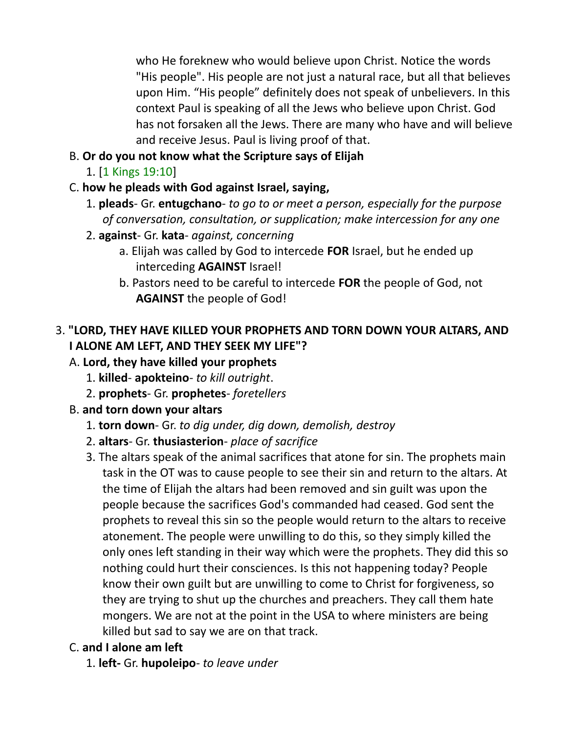who He foreknew who would believe upon Christ. Notice the words "His people". His people are not just a natural race, but all that believes upon Him. “His people” definitely does not speak of unbelievers. In this context Paul is speaking of all the Jews who believe upon Christ. God has not forsaken all the Jews. There are many who have and will believe and receive Jesus. Paul is living proof of that.

B. **Or do you not know what the Scripture says of Elijah**

1. [1 Kings 19:10]

C. **how he pleads with God against Israel, saying,**

1. **pleads**- Gr. **entugchano**- *to go to or meet a person, especially for the purpose of conversation, consultation, or supplication; make intercession for any one*
2. **against**- Gr. **kata**- *against, concerning*
    a. Elijah was called by God to intercede **FOR** Israel, but he ended up interceding **AGAINST** Israel!
    b. Pastors need to be careful to intercede **FOR** the people of God, not **AGAINST** the people of God!

3. **"LORD, THEY HAVE KILLED YOUR PROPHETS AND TORN DOWN YOUR ALTARS, AND I ALONE AM LEFT, AND THEY SEEK MY LIFE"?**

A. **Lord, they have killed your prophets**

1. **killed**- **apokteino**- *to kill outright*.
2. **prophets**- Gr. **prophetes**- *foretellers*

B. **and torn down your altars**

1. **torn down**- Gr. *to dig under, dig down, demolish, destroy*
2. **altars**- Gr. **thusiasterion**- *place of sacrifice*
3. The altars speak of the animal sacrifices that atone for sin. The prophets main task in the OT was to cause people to see their sin and return to the altars. At the time of Elijah the altars had been removed and sin guilt was upon the people because the sacrifices God's commanded had ceased. God sent the prophets to reveal this sin so the people would return to the altars to receive atonement. The people were unwilling to do this, so they simply killed the only ones left standing in their way which were the prophets. They did this so nothing could hurt their consciences. Is this not happening today? People know their own guilt but are unwilling to come to Christ for forgiveness, so they are trying to shut up the churches and preachers. They call them hate mongers. We are not at the point in the USA to where ministers are being killed but sad to say we are on that track.

C. **and I alone am left**

1. **left-** Gr. **hupoleipo**- *to leave under*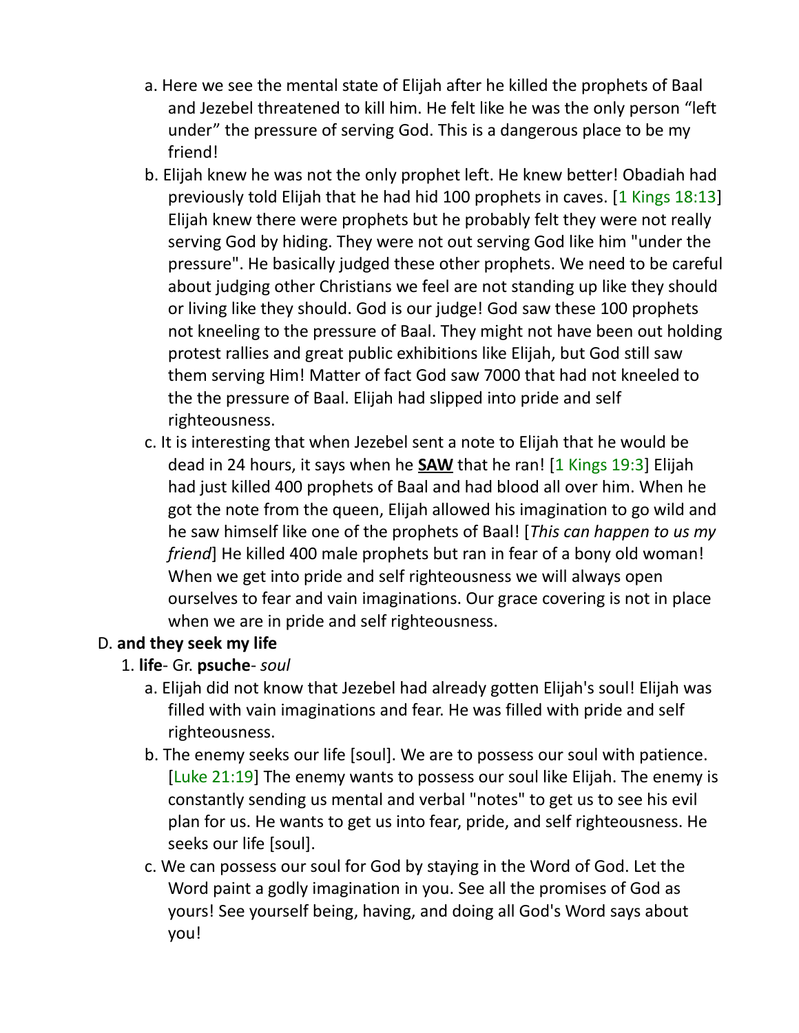a. Here we see the mental state of Elijah after he killed the prophets of Baal and Jezebel threatened to kill him. He felt like he was the only person "left under" the pressure of serving God. This is a dangerous place to be my friend!

b. Elijah knew he was not the only prophet left. He knew better! Obadiah had previously told Elijah that he had hid 100 prophets in caves. [1 Kings 18:13] Elijah knew there were prophets but he probably felt they were not really serving God by hiding. They were not out serving God like him "under the pressure". He basically judged these other prophets. We need to be careful about judging other Christians we feel are not standing up like they should or living like they should. God is our judge! God saw these 100 prophets not kneeling to the pressure of Baal. They might not have been out holding protest rallies and great public exhibitions like Elijah, but God still saw them serving Him! Matter of fact God saw 7000 that had not kneeled to the the pressure of Baal. Elijah had slipped into pride and self righteousness.

c. It is interesting that when Jezebel sent a note to Elijah that he would be dead in 24 hours, it says when he **<u>SAW</u>** that he ran! [1 Kings 19:3] Elijah had just killed 400 prophets of Baal and had blood all over him. When he got the note from the queen, Elijah allowed his imagination to go wild and he saw himself like one of the prophets of Baal! [*This can happen to us my friend*] He killed 400 male prophets but ran in fear of a bony old woman! When we get into pride and self righteousness we will always open ourselves to fear and vain imaginations. Our grace covering is not in place when we are in pride and self righteousness.

D. **and they seek my life**

1. **life**- Gr. **psuche**- *soul*

a. Elijah did not know that Jezebel had already gotten Elijah's soul! Elijah was filled with vain imaginations and fear. He was filled with pride and self righteousness.

b. The enemy seeks our life [soul]. We are to possess our soul with patience. [Luke 21:19] The enemy wants to possess our soul like Elijah. The enemy is constantly sending us mental and verbal "notes" to get us to see his evil plan for us. He wants to get us into fear, pride, and self righteousness. He seeks our life [soul].

c. We can possess our soul for God by staying in the Word of God. Let the Word paint a godly imagination in you. See all the promises of God as yours! See yourself being, having, and doing all God's Word says about you!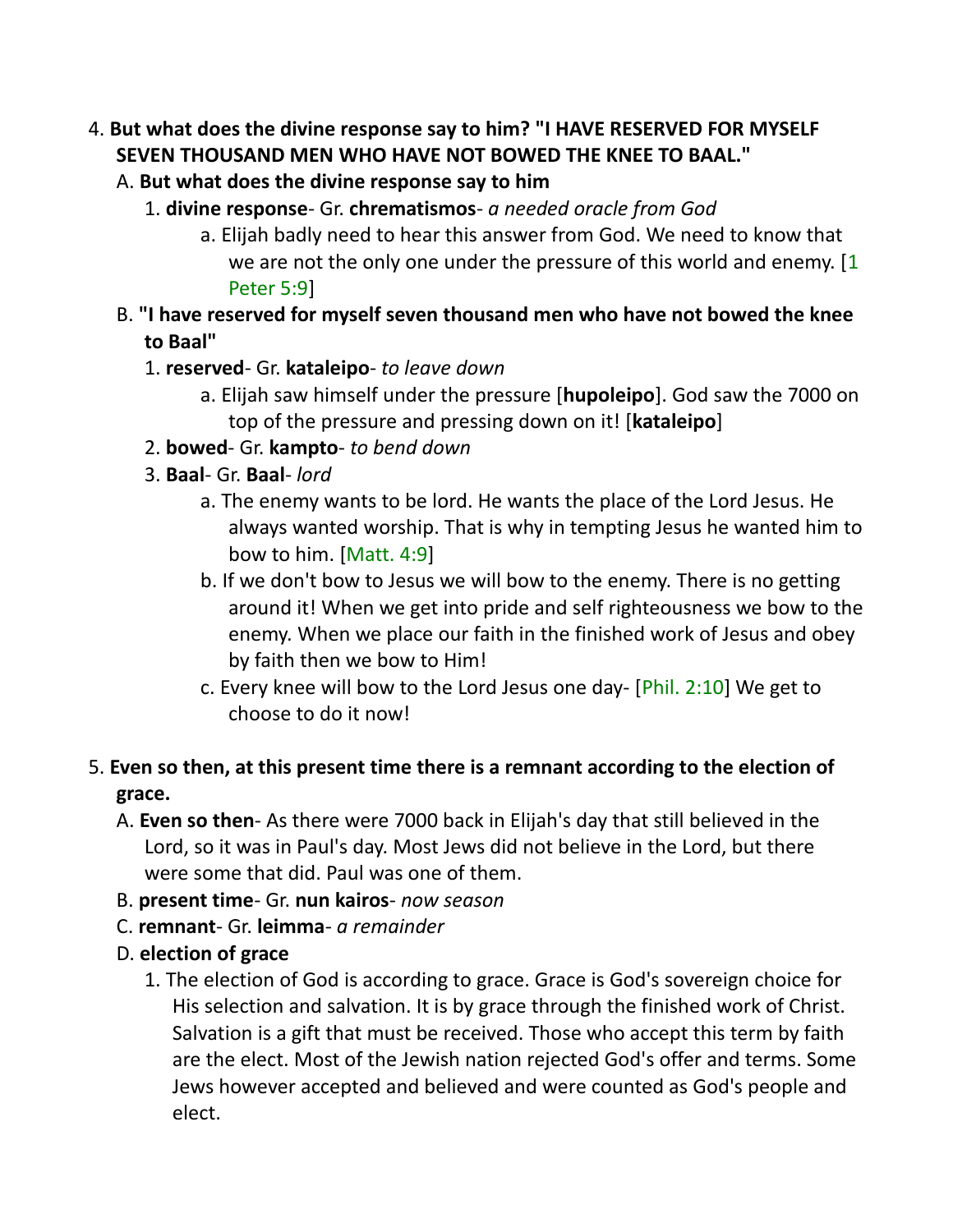4. **But what does the divine response say to him? "I HAVE RESERVED FOR MYSELF SEVEN THOUSAND MEN WHO HAVE NOT BOWED THE KNEE TO BAAL."**
   - A. **But what does the divine response say to him**
     1. **divine response**- Gr. **chrematismos**- *a needed oracle from God*
        - a. Elijah badly need to hear this answer from God. We need to know that we are not the only one under the pressure of this world and enemy. [1 Peter 5:9]
   - B. **"I have reserved for myself seven thousand men who have not bowed the knee to Baal"**
     1. **reserved**- Gr. **kataleipo**- *to leave down*
        - a. Elijah saw himself under the pressure [**hupoleipo**]. God saw the 7000 on top of the pressure and pressing down on it! [**kataleipo**]
     2. **bowed**- Gr. **kampto**- *to bend down*
     3. **Baal**- Gr. **Baal**- *lord*
        - a. The enemy wants to be lord. He wants the place of the Lord Jesus. He always wanted worship. That is why in tempting Jesus he wanted him to bow to him. [Matt. 4:9]
        - b. If we don't bow to Jesus we will bow to the enemy. There is no getting around it! When we get into pride and self righteousness we bow to the enemy. When we place our faith in the finished work of Jesus and obey by faith then we bow to Him!
        - c. Every knee will bow to the Lord Jesus one day- [Phil. 2:10] We get to choose to do it now!

5. **Even so then, at this present time there is a remnant according to the election of grace.**
   - A. **Even so then**- As there were 7000 back in Elijah's day that still believed in the Lord, so it was in Paul's day. Most Jews did not believe in the Lord, but there were some that did. Paul was one of them.
   - B. **present time**- Gr. **nun kairos**- *now season*
   - C. **remnant**- Gr. **leimma**- *a remainder*
   - D. **election of grace**
     1. The election of God is according to grace. Grace is God's sovereign choice for His selection and salvation. It is by grace through the finished work of Christ. Salvation is a gift that must be received. Those who accept this term by faith are the elect. Most of the Jewish nation rejected God's offer and terms. Some Jews however accepted and believed and were counted as God's people and elect.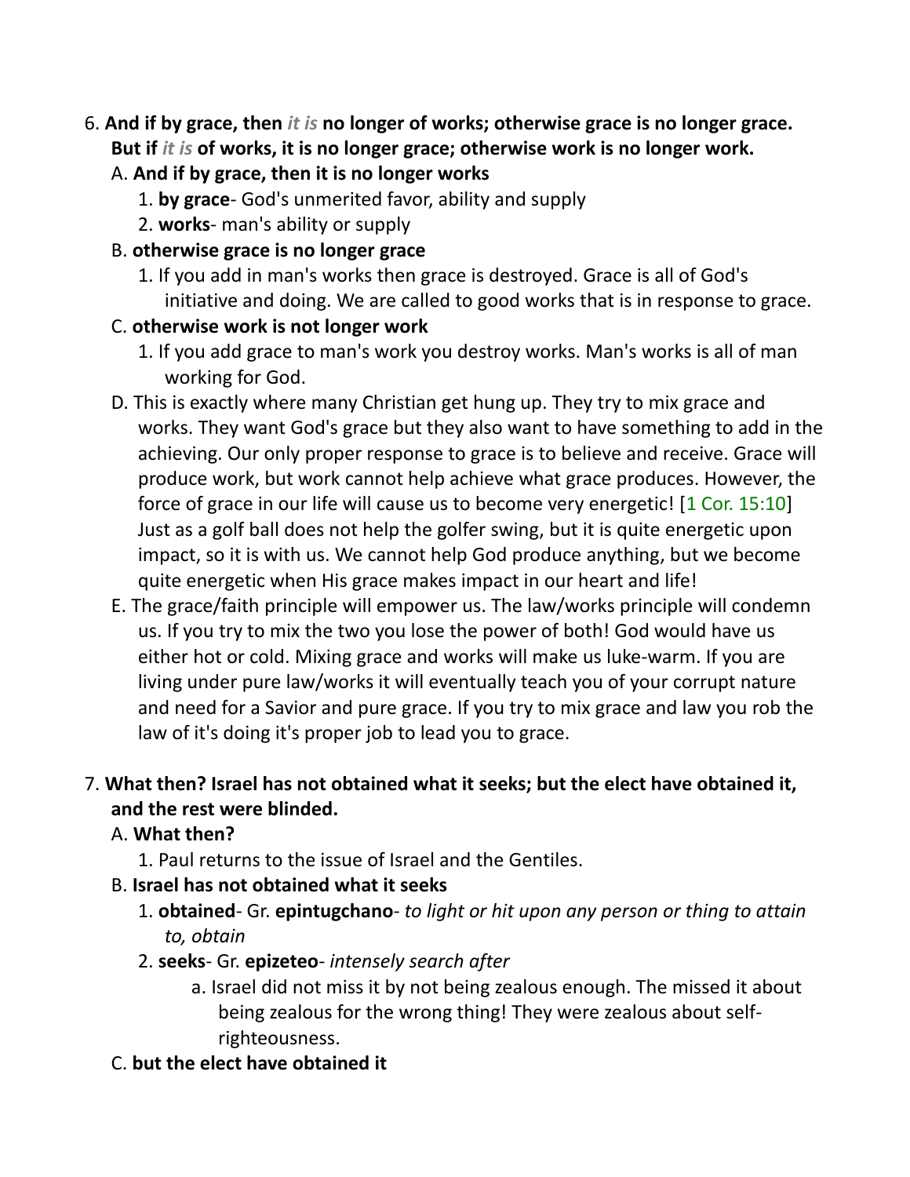6. **And if by grace, then *it is* no longer of works; otherwise grace is no longer grace. But if *it is* of works, it is no longer grace; otherwise work is no longer work.**
   A. **And if by grace, then it is no longer works**
      1. **by grace**- God's unmerited favor, ability and supply
      2. **works**- man's ability or supply
   B. **otherwise grace is no longer grace**
      1. If you add in man's works then grace is destroyed. Grace is all of God's initiative and doing. We are called to good works that is in response to grace.
   C. **otherwise work is not longer work**
      1. If you add grace to man's work you destroy works. Man's works is all of man working for God.
   D. This is exactly where many Christian get hung up. They try to mix grace and works. They want God's grace but they also want to have something to add in the achieving. Our only proper response to grace is to believe and receive. Grace will produce work, but work cannot help achieve what grace produces. However, the force of grace in our life will cause us to become very energetic! [1 Cor. 15:10] Just as a golf ball does not help the golfer swing, but it is quite energetic upon impact, so it is with us. We cannot help God produce anything, but we become quite energetic when His grace makes impact in our heart and life!
   E. The grace/faith principle will empower us. The law/works principle will condemn us. If you try to mix the two you lose the power of both! God would have us either hot or cold. Mixing grace and works will make us luke-warm. If you are living under pure law/works it will eventually teach you of your corrupt nature and need for a Savior and pure grace. If you try to mix grace and law you rob the law of it's doing it's proper job to lead you to grace.

7. **What then? Israel has not obtained what it seeks; but the elect have obtained it, and the rest were blinded.**
   A. **What then?**
      1. Paul returns to the issue of Israel and the Gentiles.
   B. **Israel has not obtained what it seeks**
      1. **obtained**- Gr. **epintugchano**- *to light or hit upon any person or thing to attain to, obtain*
      2. **seeks**- Gr. **epizeteo**- *intensely search after*
         a. Israel did not miss it by not being zealous enough. The missed it about being zealous for the wrong thing! They were zealous about self-righteousness.
   C. **but the elect have obtained it**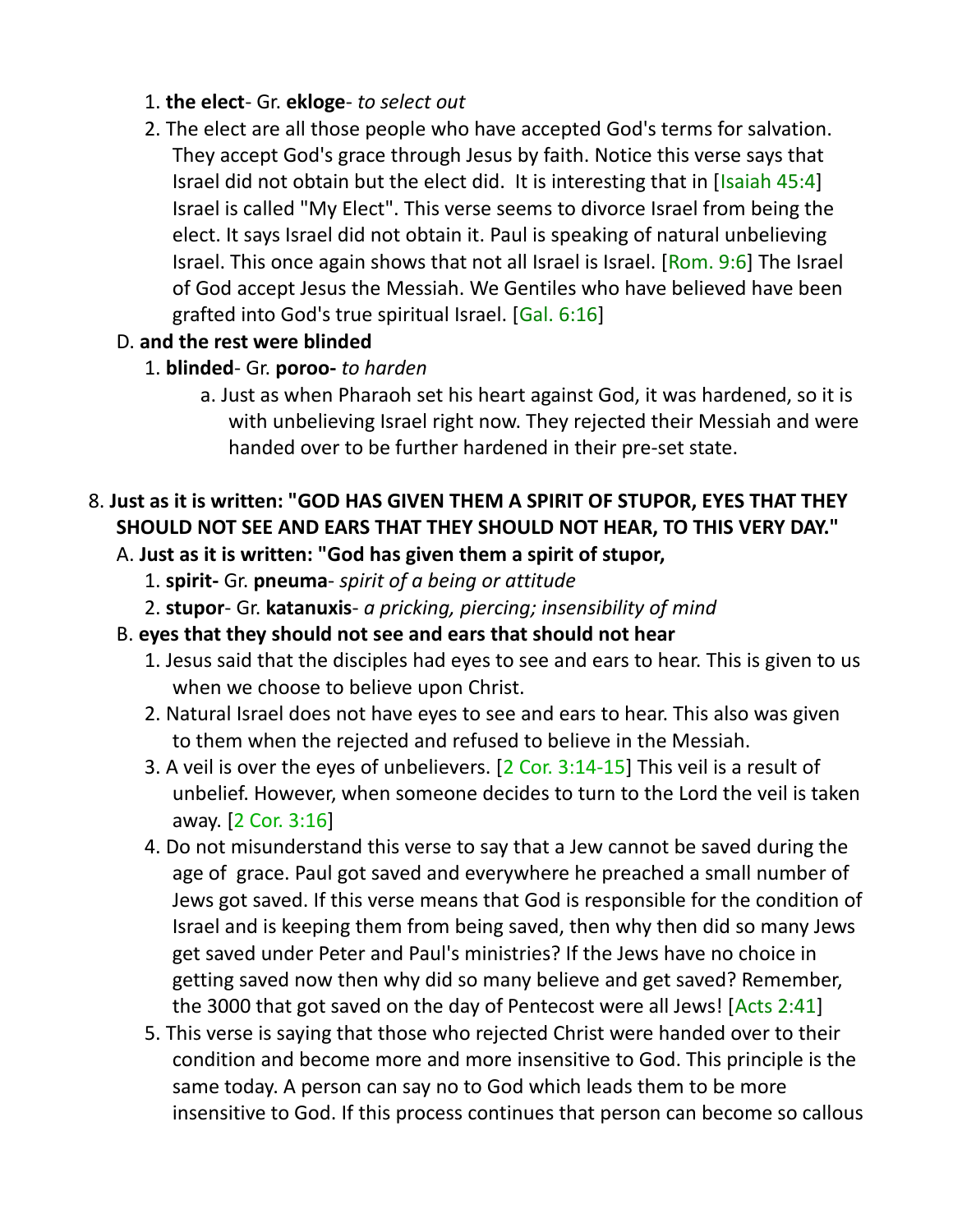1. **the elect**- Gr. **ekloge**- *to select out*
2. The elect are all those people who have accepted God's terms for salvation. They accept God's grace through Jesus by faith. Notice this verse says that Israel did not obtain but the elect did. It is interesting that in [Isaiah 45:4] Israel is called "My Elect". This verse seems to divorce Israel from being the elect. It says Israel did not obtain it. Paul is speaking of natural unbelieving Israel. This once again shows that not all Israel is Israel. [Rom. 9:6] The Israel of God accept Jesus the Messiah. We Gentiles who have believed have been grafted into God's true spiritual Israel. [Gal. 6:16]

D. **and the rest were blinded**

1. **blinded**- Gr. **poroo-** *to harden*
   a. Just as when Pharaoh set his heart against God, it was hardened, so it is with unbelieving Israel right now. They rejected their Messiah and were handed over to be further hardened in their pre-set state.

8. **Just as it is written: "GOD HAS GIVEN THEM A SPIRIT OF STUPOR, EYES THAT THEY SHOULD NOT SEE AND EARS THAT THEY SHOULD NOT HEAR, TO THIS VERY DAY."**

A. **Just as it is written: "God has given them a spirit of stupor,**

1. **spirit-** Gr. **pneuma**- *spirit of a being or attitude*
2. **stupor**- Gr. **katanuxis**- *a pricking, piercing; insensibility of mind*

B. **eyes that they should not see and ears that should not hear**

1. Jesus said that the disciples had eyes to see and ears to hear. This is given to us when we choose to believe upon Christ.
2. Natural Israel does not have eyes to see and ears to hear. This also was given to them when the rejected and refused to believe in the Messiah.
3. A veil is over the eyes of unbelievers. [2 Cor. 3:14-15] This veil is a result of unbelief. However, when someone decides to turn to the Lord the veil is taken away. [2 Cor. 3:16]
4. Do not misunderstand this verse to say that a Jew cannot be saved during the age of grace. Paul got saved and everywhere he preached a small number of Jews got saved. If this verse means that God is responsible for the condition of Israel and is keeping them from being saved, then why then did so many Jews get saved under Peter and Paul's ministries? If the Jews have no choice in getting saved now then why did so many believe and get saved? Remember, the 3000 that got saved on the day of Pentecost were all Jews! [Acts 2:41]
5. This verse is saying that those who rejected Christ were handed over to their condition and become more and more insensitive to God. This principle is the same today. A person can say no to God which leads them to be more insensitive to God. If this process continues that person can become so callous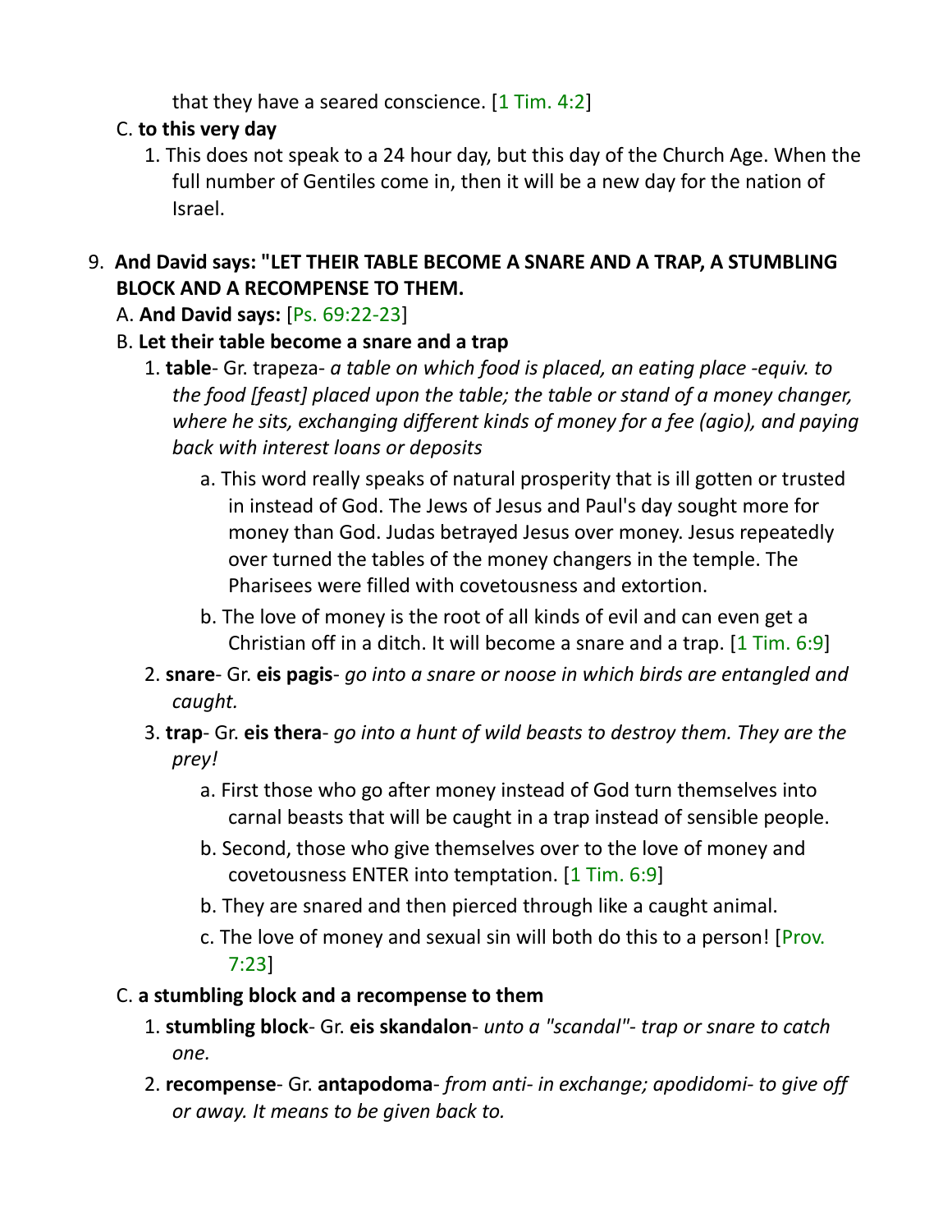that they have a seared conscience. [1 Tim. 4:2]

C. **to this very day**

1. This does not speak to a 24 hour day, but this day of the Church Age. When the full number of Gentiles come in, then it will be a new day for the nation of Israel.

9. **And David says: "LET THEIR TABLE BECOME A SNARE AND A TRAP, A STUMBLING BLOCK AND A RECOMPENSE TO THEM.**

A. **And David says:** [Ps. 69:22-23]

B. **Let their table become a snare and a trap**

1. **table**- Gr. trapeza- *a table on which food is placed, an eating place -equiv. to the food [feast] placed upon the table; the table or stand of a money changer, where he sits, exchanging different kinds of money for a fee (agio), and paying back with interest loans or deposits*

a. This word really speaks of natural prosperity that is ill gotten or trusted in instead of God. The Jews of Jesus and Paul's day sought more for money than God. Judas betrayed Jesus over money. Jesus repeatedly over turned the tables of the money changers in the temple. The Pharisees were filled with covetousness and extortion.

b. The love of money is the root of all kinds of evil and can even get a Christian off in a ditch. It will become a snare and a trap. [1 Tim. 6:9]

2. **snare**- Gr. **eis pagis**- *go into a snare or noose in which birds are entangled and caught.*

3. **trap**- Gr. **eis thera**- *go into a hunt of wild beasts to destroy them. They are the prey!*

a. First those who go after money instead of God turn themselves into carnal beasts that will be caught in a trap instead of sensible people.

b. Second, those who give themselves over to the love of money and covetousness ENTER into temptation. [1 Tim. 6:9]

b. They are snared and then pierced through like a caught animal.

c. The love of money and sexual sin will both do this to a person! [Prov. 7:23]

C. **a stumbling block and a recompense to them**

1. **stumbling block**- Gr. **eis skandalon**- *unto a "scandal"- trap or snare to catch one.*

2. **recompense**- Gr. **antapodoma**- *from anti- in exchange; apodidomi- to give off or away. It means to be given back to.*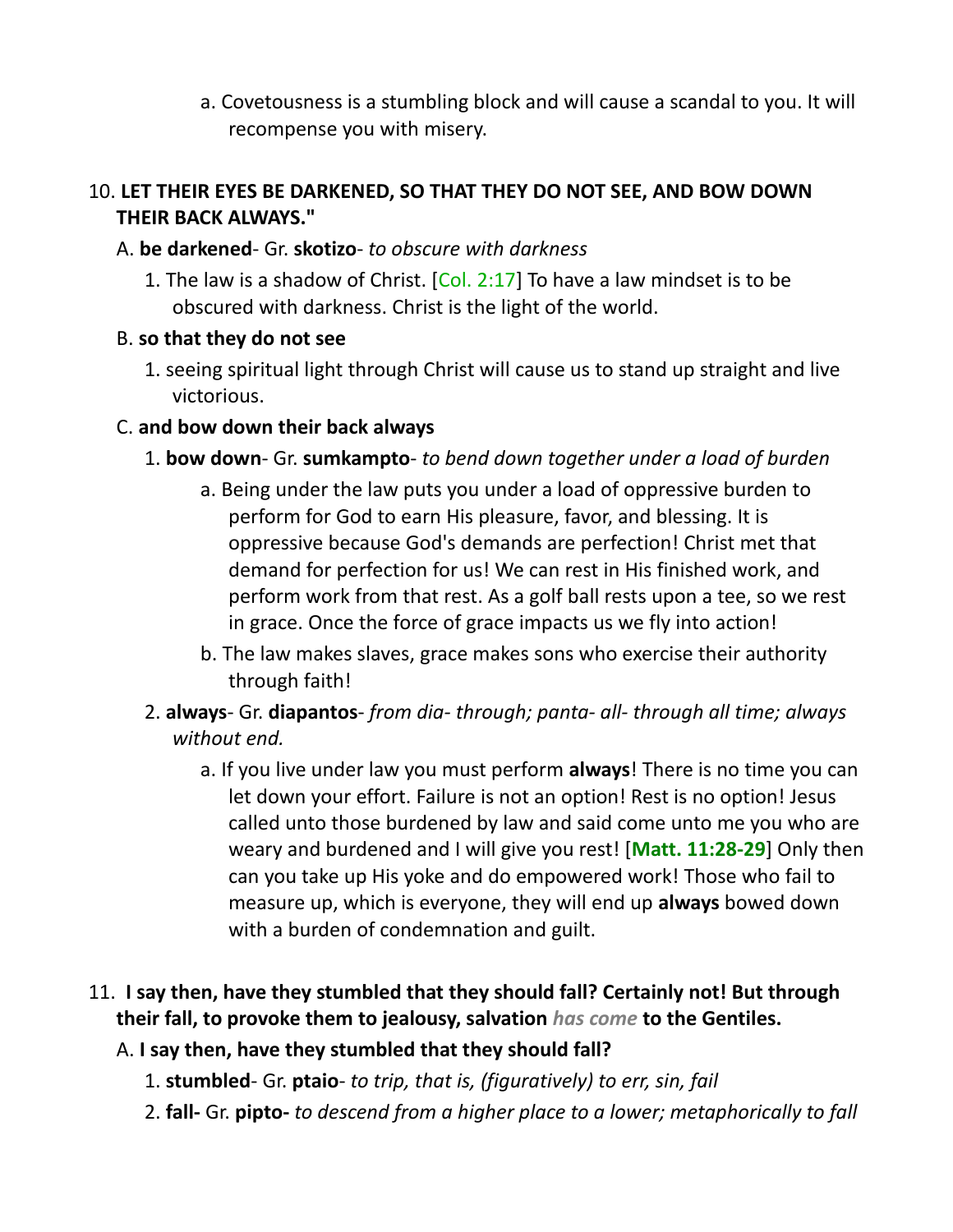a. Covetousness is a stumbling block and will cause a scandal to you. It will recompense you with misery.

10. **LET THEIR EYES BE DARKENED, SO THAT THEY DO NOT SEE, AND BOW DOWN THEIR BACK ALWAYS."**

A. **be darkened**- Gr. **skotizo**- *to obscure with darkness*

1. The law is a shadow of Christ. [Col. 2:17] To have a law mindset is to be obscured with darkness. Christ is the light of the world.

B. **so that they do not see**

1. seeing spiritual light through Christ will cause us to stand up straight and live victorious.

C. **and bow down their back always**

1. **bow down**- Gr. **sumkampto**- *to bend down together under a load of burden*

a. Being under the law puts you under a load of oppressive burden to perform for God to earn His pleasure, favor, and blessing. It is oppressive because God's demands are perfection! Christ met that demand for perfection for us! We can rest in His finished work, and perform work from that rest. As a golf ball rests upon a tee, so we rest in grace. Once the force of grace impacts us we fly into action!

b. The law makes slaves, grace makes sons who exercise their authority through faith!

2. **always**- Gr. **diapantos**- *from dia- through; panta- all- through all time; always without end.*

a. If you live under law you must perform **always**! There is no time you can let down your effort. Failure is not an option! Rest is no option! Jesus called unto those burdened by law and said come unto me you who are weary and burdened and I will give you rest! [**Matt. 11:28-29**] Only then can you take up His yoke and do empowered work! Those who fail to measure up, which is everyone, they will end up **always** bowed down with a burden of condemnation and guilt.

11. **I say then, have they stumbled that they should fall? Certainly not! But through their fall, to provoke them to jealousy, salvation** ***has come*** **to the Gentiles.**

A. **I say then, have they stumbled that they should fall?**

1. **stumbled**- Gr. **ptaio**- *to trip, that is, (figuratively) to err, sin, fail*

2. **fall-** Gr. **pipto-** *to descend from a higher place to a lower; metaphorically to fall*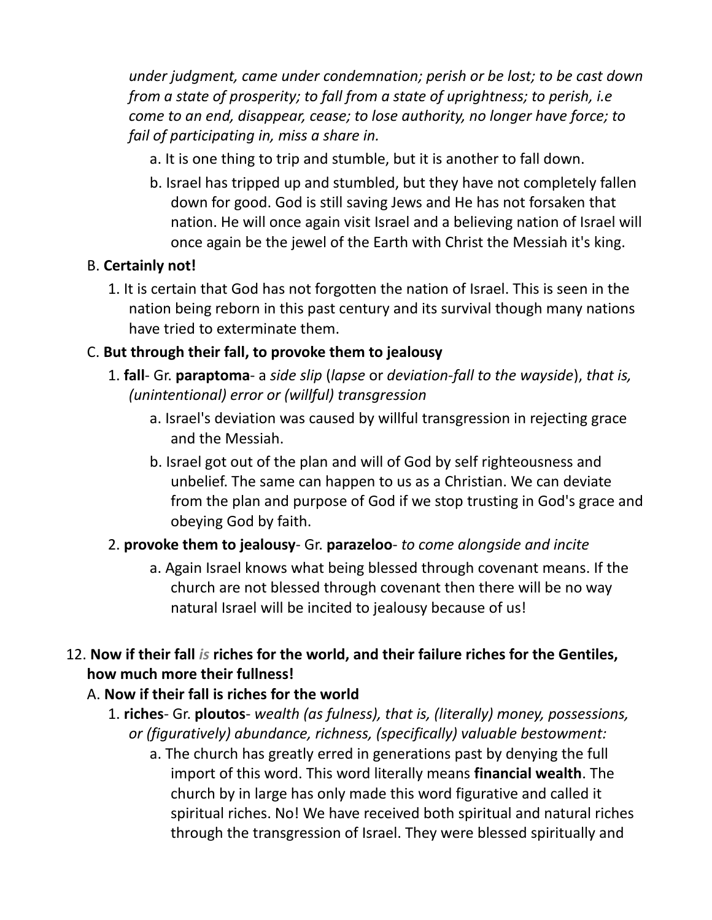*under judgment, came under condemnation; perish or be lost; to be cast down from a state of prosperity; to fall from a state of uprightness; to perish, i.e come to an end, disappear, cease; to lose authority, no longer have force; to fail of participating in, miss a share in.*

a. It is one thing to trip and stumble, but it is another to fall down.

b. Israel has tripped up and stumbled, but they have not completely fallen down for good. God is still saving Jews and He has not forsaken that nation. He will once again visit Israel and a believing nation of Israel will once again be the jewel of the Earth with Christ the Messiah it's king.

B. **Certainly not!**

1. It is certain that God has not forgotten the nation of Israel. This is seen in the nation being reborn in this past century and its survival though many nations have tried to exterminate them.

C. **But through their fall, to provoke them to jealousy**

1. **fall**- Gr. **paraptoma**- a *side slip* (*lapse* or *deviation-fall to the wayside*), *that is, (unintentional) error or (willful) transgression*

a. Israel's deviation was caused by willful transgression in rejecting grace and the Messiah.

b. Israel got out of the plan and will of God by self righteousness and unbelief. The same can happen to us as a Christian. We can deviate from the plan and purpose of God if we stop trusting in God's grace and obeying God by faith.

2. **provoke them to jealousy**- Gr. **parazeloo**- *to come alongside and incite*

a. Again Israel knows what being blessed through covenant means. If the church are not blessed through covenant then there will be no way natural Israel will be incited to jealousy because of us!

12. **Now if their fall *is* riches for the world, and their failure riches for the Gentiles, how much more their fullness!**

A. **Now if their fall is riches for the world**

1. **riches**- Gr. **ploutos**- *wealth (as fulness), that is, (literally) money, possessions, or (figuratively) abundance, richness, (specifically) valuable bestowment:*

a. The church has greatly erred in generations past by denying the full import of this word. This word literally means **financial wealth**. The church by in large has only made this word figurative and called it spiritual riches. No! We have received both spiritual and natural riches through the transgression of Israel. They were blessed spiritually and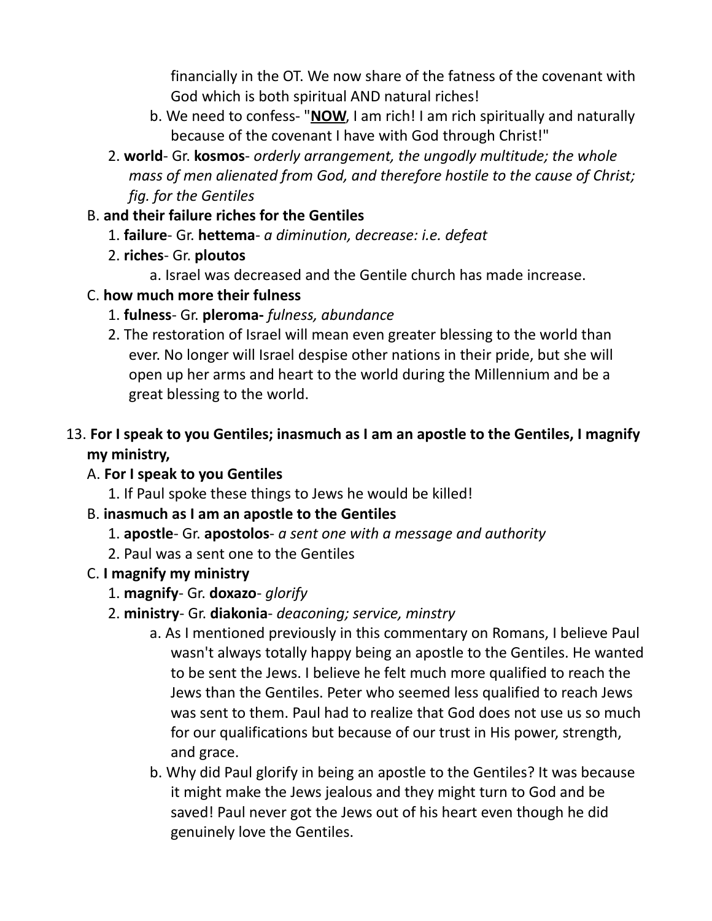financially in the OT. We now share of the fatness of the covenant with God which is both spiritual AND natural riches!

   b. We need to confess- "**NOW**, I am rich! I am rich spiritually and naturally because of the covenant I have with God through Christ!"

2. **world**- Gr. **kosmos**- *orderly arrangement, the ungodly multitude; the whole mass of men alienated from God, and therefore hostile to the cause of Christ; fig. for the Gentiles*

B. **and their failure riches for the Gentiles**

1. **failure**- Gr. **hettema**- *a diminution, decrease: i.e. defeat*
2. **riches**- Gr. **ploutos**
   a. Israel was decreased and the Gentile church has made increase.

C. **how much more their fulness**

1. **fulness**- Gr. **pleroma-** *fulness, abundance*
2. The restoration of Israel will mean even greater blessing to the world than ever. No longer will Israel despise other nations in their pride, but she will open up her arms and heart to the world during the Millennium and be a great blessing to the world.

13. **For I speak to you Gentiles; inasmuch as I am an apostle to the Gentiles, I magnify my ministry,**

A. **For I speak to you Gentiles**

1. If Paul spoke these things to Jews he would be killed!

B. **inasmuch as I am an apostle to the Gentiles**

1. **apostle**- Gr. **apostolos**- *a sent one with a message and authority*
2. Paul was a sent one to the Gentiles

C. **I magnify my ministry**

1. **magnify**- Gr. **doxazo**- *glorify*
2. **ministry**- Gr. **diakonia**- *deaconing; service, minstry*
   a. As I mentioned previously in this commentary on Romans, I believe Paul wasn't always totally happy being an apostle to the Gentiles. He wanted to be sent the Jews. I believe he felt much more qualified to reach the Jews than the Gentiles. Peter who seemed less qualified to reach Jews was sent to them. Paul had to realize that God does not use us so much for our qualifications but because of our trust in His power, strength, and grace.
   b. Why did Paul glorify in being an apostle to the Gentiles? It was because it might make the Jews jealous and they might turn to God and be saved! Paul never got the Jews out of his heart even though he did genuinely love the Gentiles.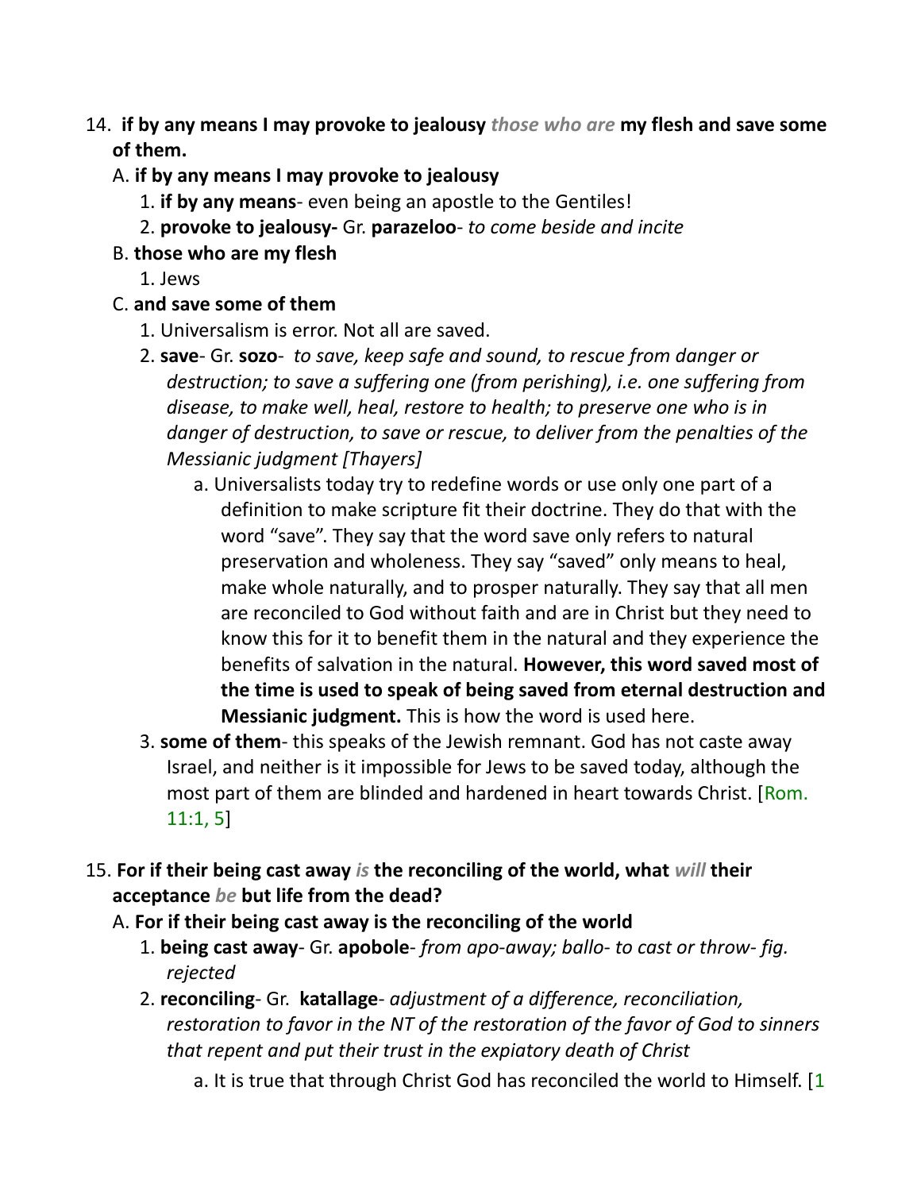14. **if by any means I may provoke to jealousy** ***those who are*** **my flesh and save some of them.**
   A. **if by any means I may provoke to jealousy**
      1. **if by any means**- even being an apostle to the Gentiles!
      2. **provoke to jealousy-** Gr. **parazeloo**- *to come beside and incite*
   B. **those who are my flesh**
      1. Jews
   C. **and save some of them**
      1. Universalism is error. Not all are saved.
      2. **save**- Gr. **sozo**- *to save, keep safe and sound, to rescue from danger or destruction; to save a suffering one (from perishing), i.e. one suffering from disease, to make well, heal, restore to health; to preserve one who is in danger of destruction, to save or rescue, to deliver from the penalties of the Messianic judgment [Thayers]*
         a. Universalists today try to redefine words or use only one part of a definition to make scripture fit their doctrine. They do that with the word "save". They say that the word save only refers to natural preservation and wholeness. They say "saved" only means to heal, make whole naturally, and to prosper naturally. They say that all men are reconciled to God without faith and are in Christ but they need to know this for it to benefit them in the natural and they experience the benefits of salvation in the natural. **However, this word saved most of the time is used to speak of being saved from eternal destruction and Messianic judgment.** This is how the word is used here.
      3. **some of them**- this speaks of the Jewish remnant. God has not caste away Israel, and neither is it impossible for Jews to be saved today, although the most part of them are blinded and hardened in heart towards Christ. [Rom. 11:1, 5]

15. **For if their being cast away** ***is*** **the reconciling of the world, what** ***will*** **their acceptance** ***be*** **but life from the dead?**
   A. **For if their being cast away is the reconciling of the world**
      1. **being cast away**- Gr. **apobole**- *from apo-away; ballo- to cast or throw- fig. rejected*
      2. **reconciling**- Gr. **katallage**- *adjustment of a difference, reconciliation, restoration to favor in the NT of the restoration of the favor of God to sinners that repent and put their trust in the expiatory death of Christ*
         a. It is true that through Christ God has reconciled the world to Himself. [1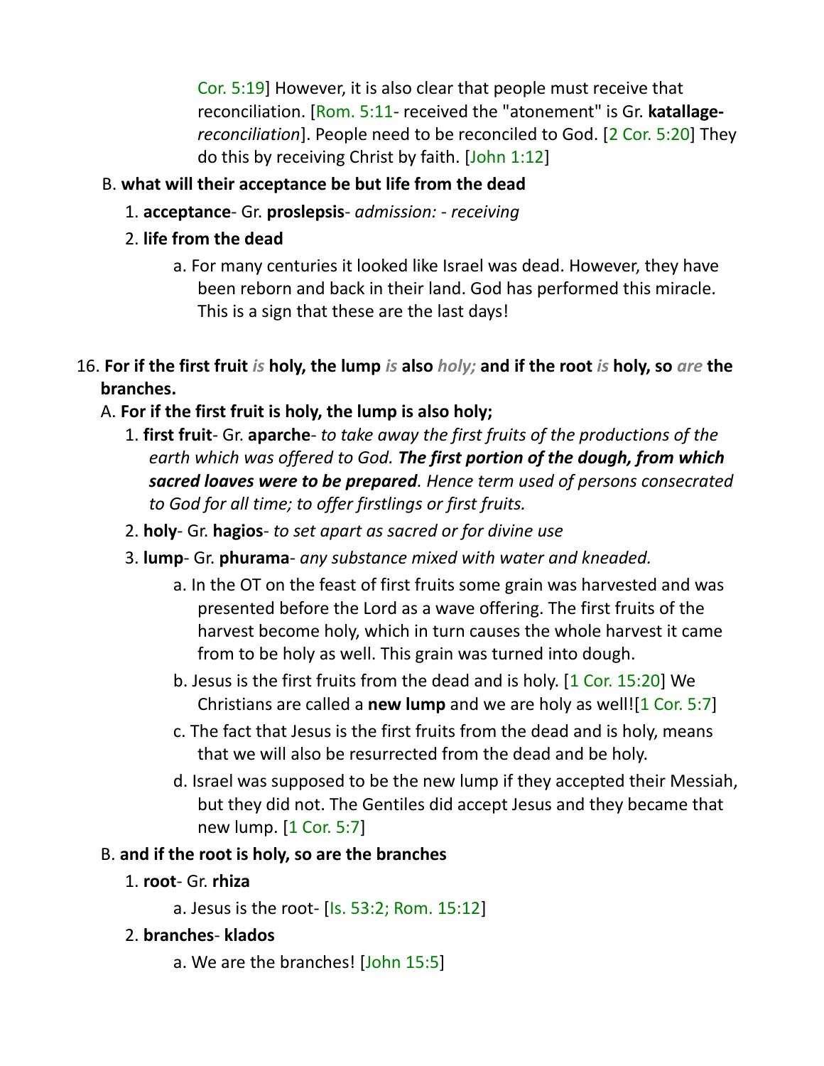Cor. 5:19] However, it is also clear that people must receive that reconciliation. [Rom. 5:11- received the "atonement" is Gr. **katallage-** *reconciliation*]. People need to be reconciled to God. [2 Cor. 5:20] They do this by receiving Christ by faith. [John 1:12]

B. **what will their acceptance be but life from the dead**

1. **acceptance**- Gr. **proslepsis**- *admission: - receiving*
2. **life from the dead**
   a. For many centuries it looked like Israel was dead. However, they have been reborn and back in their land. God has performed this miracle. This is a sign that these are the last days!

16. **For if the first fruit *is* holy, the lump *is* also *holy;* and if the root *is* holy, so *are* the branches.**

A. **For if the first fruit is holy, the lump is also holy;**

1. **first fruit**- Gr. **aparche**- *to take away the first fruits of the productions of the earth which was offered to God.* ***The first portion of the dough, from which sacred loaves were to be prepared****. Hence term used of persons consecrated to God for all time; to offer firstlings or first fruits.*
2. **holy**- Gr. **hagios**- *to set apart as sacred or for divine use*
3. **lump**- Gr. **phurama**- *any substance mixed with water and kneaded.*
   a. In the OT on the feast of first fruits some grain was harvested and was presented before the Lord as a wave offering. The first fruits of the harvest become holy, which in turn causes the whole harvest it came from to be holy as well. This grain was turned into dough.
   b. Jesus is the first fruits from the dead and is holy. [1 Cor. 15:20] We Christians are called a **new lump** and we are holy as well![1 Cor. 5:7]
   c. The fact that Jesus is the first fruits from the dead and is holy, means that we will also be resurrected from the dead and be holy.
   d. Israel was supposed to be the new lump if they accepted their Messiah, but they did not. The Gentiles did accept Jesus and they became that new lump. [1 Cor. 5:7]

B. **and if the root is holy, so are the branches**

1. **root**- Gr. **rhiza**
   a. Jesus is the root- [Is. 53:2; Rom. 15:12]
2. **branches**- **klados**
   a. We are the branches! [John 15:5]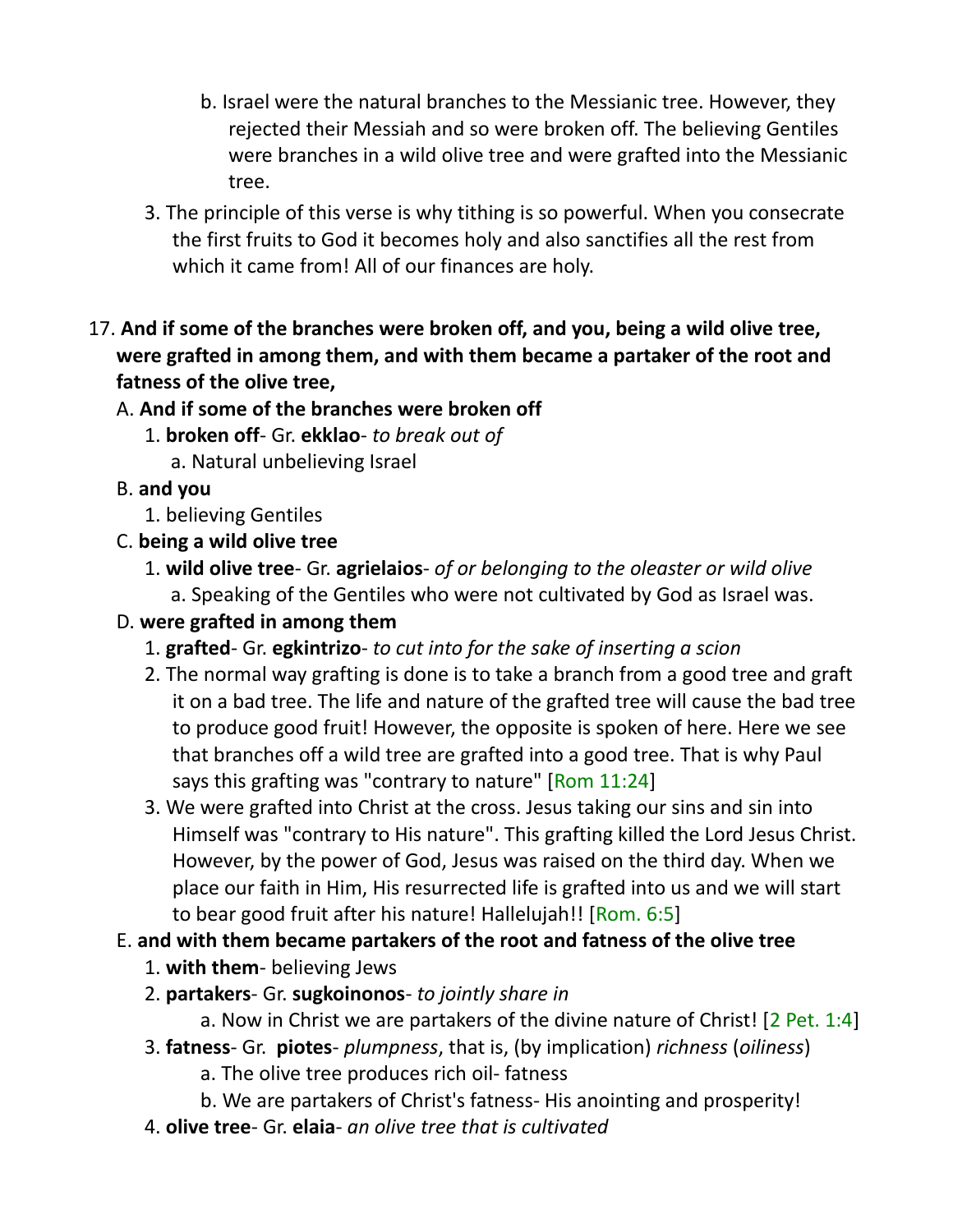b. Israel were the natural branches to the Messianic tree. However, they rejected their Messiah and so were broken off. The believing Gentiles were branches in a wild olive tree and were grafted into the Messianic tree.

    3. The principle of this verse is why tithing is so powerful. When you consecrate the first fruits to God it becomes holy and also sanctifies all the rest from which it came from! All of our finances are holy.

17. **And if some of the branches were broken off, and you, being a wild olive tree, were grafted in among them, and with them became a partaker of the root and fatness of the olive tree,**

    A. **And if some of the branches were broken off**

        1. **broken off**- Gr. **ekklao**- *to break out of*

            a. Natural unbelieving Israel

    B. **and you**

        1. believing Gentiles

    C. **being a wild olive tree**

        1. **wild olive tree**- Gr. **agrielaios**- *of or belonging to the oleaster or wild olive*

            a. Speaking of the Gentiles who were not cultivated by God as Israel was.

    D. **were grafted in among them**

        1. **grafted**- Gr. **egkintrizo**- *to cut into for the sake of inserting a scion*

        2. The normal way grafting is done is to take a branch from a good tree and graft it on a bad tree. The life and nature of the grafted tree will cause the bad tree to produce good fruit! However, the opposite is spoken of here. Here we see that branches off a wild tree are grafted into a good tree. That is why Paul says this grafting was "contrary to nature" [Rom 11:24]

        3. We were grafted into Christ at the cross. Jesus taking our sins and sin into Himself was "contrary to His nature". This grafting killed the Lord Jesus Christ. However, by the power of God, Jesus was raised on the third day. When we place our faith in Him, His resurrected life is grafted into us and we will start to bear good fruit after his nature! Hallelujah!! [Rom. 6:5]

    E. **and with them became partakers of the root and fatness of the olive tree**

        1. **with them**- believing Jews

        2. **partakers**- Gr. **sugkoinonos**- *to jointly share in*

            a. Now in Christ we are partakers of the divine nature of Christ! [2 Pet. 1:4]

        3. **fatness**- Gr. **piotes**- *plumpness*, that is, (by implication) *richness* (*oiliness*)

            a. The olive tree produces rich oil- fatness

            b. We are partakers of Christ's fatness- His anointing and prosperity!

        4. **olive tree**- Gr. **elaia**- *an olive tree that is cultivated*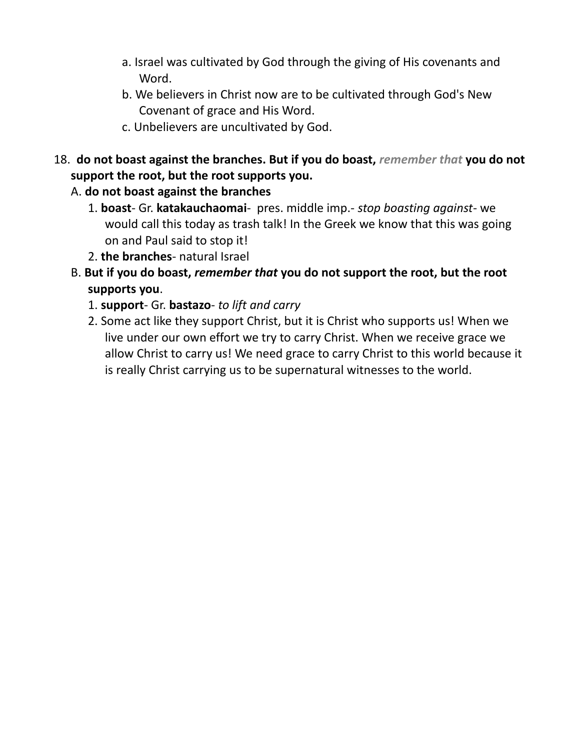a. Israel was cultivated by God through the giving of His covenants and Word.
b. We believers in Christ now are to be cultivated through God's New Covenant of grace and His Word.
c. Unbelievers are uncultivated by God.

18. **do not boast against the branches. But if you do boast, *remember that* you do not support the root, but the root supports you.**
   A. **do not boast against the branches**
      1. **boast**- Gr. **katakauchaomai**- pres. middle imp.- *stop boasting against*- we would call this today as trash talk! In the Greek we know that this was going on and Paul said to stop it!
      2. **the branches**- natural Israel
   B. **But if you do boast, *remember that* you do not support the root, but the root supports you**.
      1. **support**- Gr. **bastazo**- *to lift and carry*
      2. Some act like they support Christ, but it is Christ who supports us! When we live under our own effort we try to carry Christ. When we receive grace we allow Christ to carry us! We need grace to carry Christ to this world because it is really Christ carrying us to be supernatural witnesses to the world.